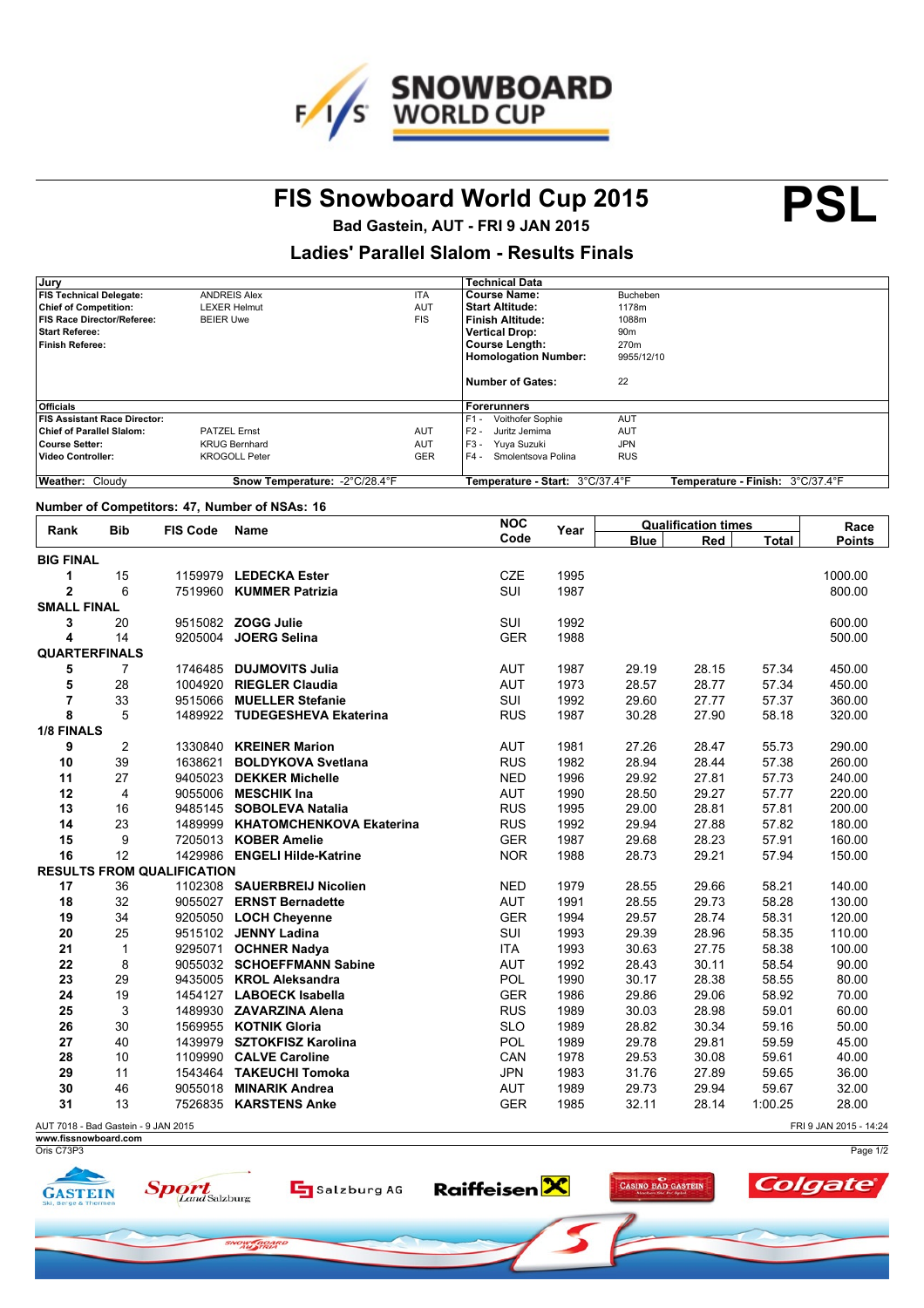# FIS Snowboard World Cup 2015

**PSL**

**Bad Gastein, AUT - FRI 9 JAN 2015**

## Ladies' Parallel Slalom - Results Finals

| Jury | | | Technical Data | |
|---|---|---|---|---|
| FIS Technical Delegate: | ANDREIS Alex | ITA | Course Name: | Bucheben |
| Chief of Competition: | LEXER Helmut | AUT | Start Altitude: | 1178m |
| FIS Race Director/Referee: | BEIER Uwe | FIS | Finish Altitude: | 1088m |
| Start Referee: | | | Vertical Drop: | 90m |
| Finish Referee: | | | Course Length: | 270m |
| | | | Homologation Number: | 9955/12/10 |
| | | | Number of Gates: | 22 |
| **Officials** | | | **Forerunners** | |
| FIS Assistant Race Director: | | | F1 - Voithofer Sophie | AUT |
| Chief of Parallel Slalom: | PATZEL Ernst | AUT | F2 - Juritz Jemima | AUT |
| Course Setter: | KRUG Bernhard | AUT | F3 - Yuya Suzuki | JPN |
| Video Controller: | KROGOLL Peter | GER | F4 - Smolentsova Polina | RUS |
| Weather: Cloudy | Snow Temperature: -2°C/28.4°F | | Temperature - Start: 3°C/37.4°F | Temperature - Finish: 3°C/37.4°F |

**Number of Competitors: 47, Number of NSAs: 16**

| Rank | Bib | FIS Code | Name | NOC Code | Year | Qualification times | | | Race Points |
|---|---|---|---|---|---|---|---|---|---|
| | | | | | | Blue | Red | Total | |
| **BIG FINAL** | | | | | | | | | |
| 1 | 15 | 1159979 | **LEDECKA Ester** | CZE | 1995 | | | | 1000.00 |
| 2 | 6 | 7519960 | **KUMMER Patrizia** | SUI | 1987 | | | | 800.00 |
| **SMALL FINAL** | | | | | | | | | |
| 3 | 20 | 9515082 | **ZOGG Julie** | SUI | 1992 | | | | 600.00 |
| 4 | 14 | 9205004 | **JOERG Selina** | GER | 1988 | | | | 500.00 |
| **QUARTERFINALS** | | | | | | | | | |
| 5 | 7 | 1746485 | **DUJMOVITS Julia** | AUT | 1987 | 29.19 | 28.15 | 57.34 | 450.00 |
| 5 | 28 | 1004920 | **RIEGLER Claudia** | AUT | 1973 | 28.57 | 28.77 | 57.34 | 450.00 |
| 7 | 33 | 9515066 | **MUELLER Stefanie** | SUI | 1992 | 29.60 | 27.77 | 57.37 | 360.00 |
| 8 | 5 | 1489922 | **TUDEGESHEVA Ekaterina** | RUS | 1987 | 30.28 | 27.90 | 58.18 | 320.00 |
| **1/8 FINALS** | | | | | | | | | |
| 9 | 2 | 1330840 | **KREINER Marion** | AUT | 1981 | 27.26 | 28.47 | 55.73 | 290.00 |
| 10 | 39 | 1638621 | **BOLDYKOVA Svetlana** | RUS | 1982 | 28.94 | 28.44 | 57.38 | 260.00 |
| 11 | 27 | 9405023 | **DEKKER Michelle** | NED | 1996 | 29.92 | 27.81 | 57.73 | 240.00 |
| 12 | 4 | 9055006 | **MESCHIK Ina** | AUT | 1990 | 28.50 | 29.27 | 57.77 | 220.00 |
| 13 | 16 | 9485145 | **SOBOLEVA Natalia** | RUS | 1995 | 29.00 | 28.81 | 57.81 | 200.00 |
| 14 | 23 | 1489999 | **KHATOMCHENKOVA Ekaterina** | RUS | 1992 | 29.94 | 27.88 | 57.82 | 180.00 |
| 15 | 9 | 7205013 | **KOBER Amelie** | GER | 1987 | 29.68 | 28.23 | 57.91 | 160.00 |
| 16 | 12 | 1429986 | **ENGELI Hilde-Katrine** | NOR | 1988 | 28.73 | 29.21 | 57.94 | 150.00 |
| **RESULTS FROM QUALIFICATION** | | | | | | | | | |
| 17 | 36 | 1102308 | **SAUERBREIJ Nicolien** | NED | 1979 | 28.55 | 29.66 | 58.21 | 140.00 |
| 18 | 32 | 9055027 | **ERNST Bernadette** | AUT | 1991 | 28.55 | 29.73 | 58.28 | 130.00 |
| 19 | 34 | 9205050 | **LOCH Cheyenne** | GER | 1994 | 29.57 | 28.74 | 58.31 | 120.00 |
| 20 | 25 | 9515102 | **JENNY Ladina** | SUI | 1993 | 29.39 | 28.96 | 58.35 | 110.00 |
| 21 | 1 | 9295071 | **OCHNER Nadya** | ITA | 1993 | 30.63 | 27.75 | 58.38 | 100.00 |
| 22 | 8 | 9055032 | **SCHOEFFMANN Sabine** | AUT | 1992 | 28.43 | 30.11 | 58.54 | 90.00 |
| 23 | 29 | 9435005 | **KROL Aleksandra** | POL | 1990 | 30.17 | 28.38 | 58.55 | 80.00 |
| 24 | 19 | 1454127 | **LABOECK Isabella** | GER | 1986 | 29.86 | 29.06 | 58.92 | 70.00 |
| 25 | 3 | 1489930 | **ZAVARZINA Alena** | RUS | 1989 | 30.03 | 28.98 | 59.01 | 60.00 |
| 26 | 30 | 1569955 | **KOTNIK Gloria** | SLO | 1989 | 28.82 | 30.34 | 59.16 | 50.00 |
| 27 | 40 | 1439979 | **SZTOKFISZ Karolina** | POL | 1989 | 29.78 | 29.81 | 59.59 | 45.00 |
| 28 | 10 | 1109990 | **CALVE Caroline** | CAN | 1978 | 29.53 | 30.08 | 59.61 | 40.00 |
| 29 | 11 | 1543464 | **TAKEUCHI Tomoka** | JPN | 1983 | 31.76 | 27.89 | 59.65 | 36.00 |
| 30 | 46 | 9055018 | **MINARIK Andrea** | AUT | 1989 | 29.73 | 29.94 | 59.67 | 32.00 |
| 31 | 13 | 7526835 | **KARSTENS Anke** | GER | 1985 | 32.11 | 28.14 | 1:00.25 | 28.00 |

AUT 7018 - Bad Gastein - 9 JAN 2015 FRI 9 JAN 2015 - 14:24

www.fissnowboard.com

Oris C73P3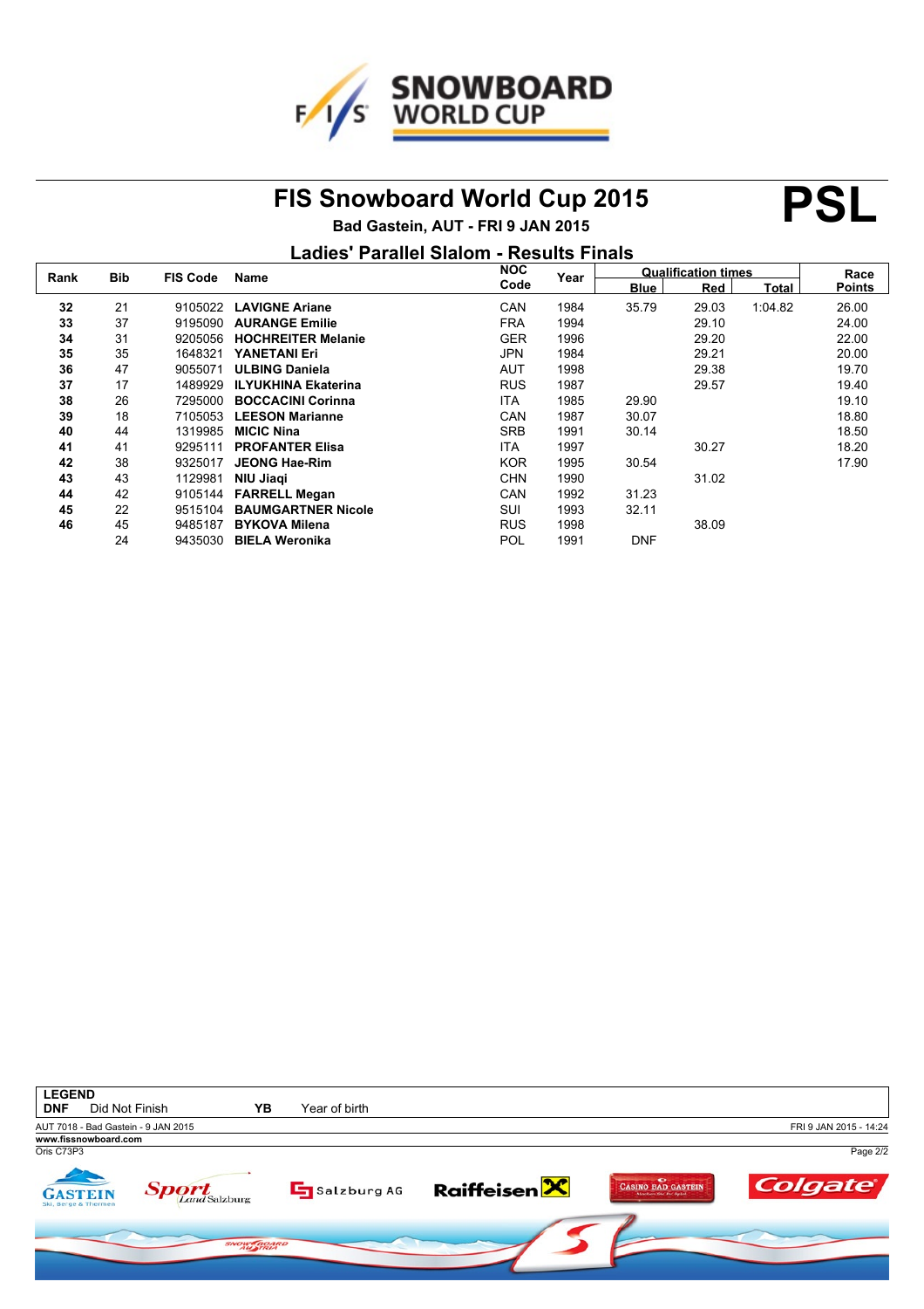# FIS Snowboard World Cup 2015

**PSL**

**Bad Gastein, AUT - FRI 9 JAN 2015**

## Ladies' Parallel Slalom - Results Finals

| Rank | Bib | FIS Code | Name | NOC Code | Year | Qualification times | | | Race Points |
|---|---|---|---|---|---|---|---|---|---|
| | | | | | | Blue | Red | Total | |
| **32** | 21 | 9105022 | **LAVIGNE Ariane** | CAN | 1984 | 35.79 | 29.03 | 1:04.82 | 26.00 |
| **33** | 37 | 9195090 | **AURANGE Emilie** | FRA | 1994 | | 29.10 | | 24.00 |
| **34** | 31 | 9205056 | **HOCHREITER Melanie** | GER | 1996 | | 29.20 | | 22.00 |
| **35** | 35 | 1648321 | **YANETANI Eri** | JPN | 1984 | | 29.21 | | 20.00 |
| **36** | 47 | 9055071 | **ULBING Daniela** | AUT | 1998 | | 29.38 | | 19.70 |
| **37** | 17 | 1489929 | **ILYUKHINA Ekaterina** | RUS | 1987 | | 29.57 | | 19.40 |
| **38** | 26 | 7295000 | **BOCCACINI Corinna** | ITA | 1985 | 29.90 | | | 19.10 |
| **39** | 18 | 7105053 | **LEESON Marianne** | CAN | 1987 | 30.07 | | | 18.80 |
| **40** | 44 | 1319985 | **MICIC Nina** | SRB | 1991 | 30.14 | | | 18.50 |
| **41** | 41 | 9295111 | **PROFANTER Elisa** | ITA | 1997 | | 30.27 | | 18.20 |
| **42** | 38 | 9325017 | **JEONG Hae-Rim** | KOR | 1995 | 30.54 | | | 17.90 |
| **43** | 43 | 1129981 | **NIU Jiaqi** | CHN | 1990 | | 31.02 | | |
| **44** | 42 | 9105144 | **FARRELL Megan** | CAN | 1992 | 31.23 | | | |
| **45** | 22 | 9515104 | **BAUMGARTNER Nicole** | SUI | 1993 | 32.11 | | | |
| **46** | 45 | 9485187 | **BYKOVA Milena** | RUS | 1998 | | 38.09 | | |
| | 24 | 9435030 | **BIELA Weronika** | POL | 1991 | DNF | | | |

**LEGEND**

**DNF** Did Not Finish    **YB** Year of birth

AUT 7018 - Bad Gastein - 9 JAN 2015    FRI 9 JAN 2015 - 14:24

**www.fissnowboard.com**

Oris C73P3